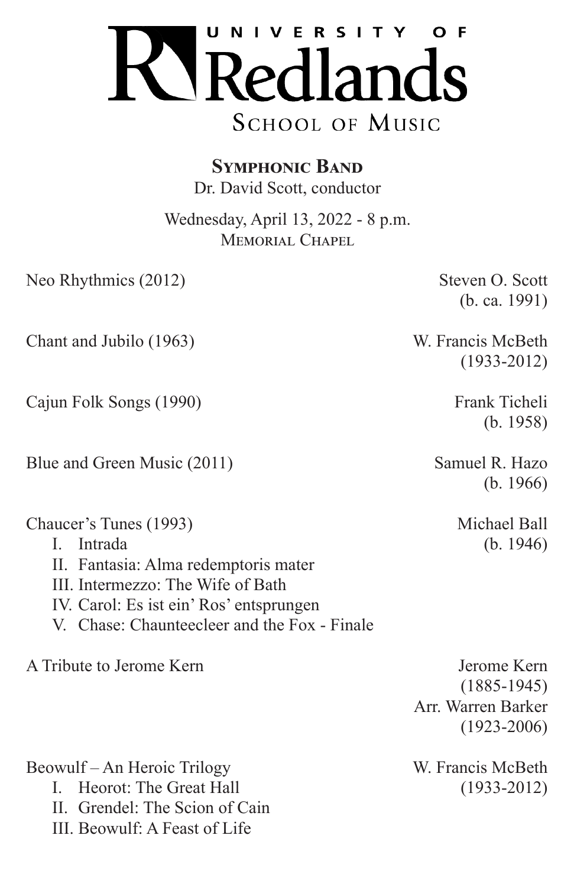# UNIVERSITY OF Redlands
## SCHOOL OF MUSIC

**SYMPHONIC BAND**
Dr. David Scott, conductor

Wednesday, April 13, 2022 - 8 p.m.
MEMORIAL CHAPEL

Neo Rhythmics (2012) — Steven O. Scott (b. ca. 1991)

Chant and Jubilo (1963) — W. Francis McBeth (1933-2012)

Cajun Folk Songs (1990) — Frank Ticheli (b. 1958)

Blue and Green Music (2011) — Samuel R. Hazo (b. 1966)

Chaucer's Tunes (1993) — Michael Ball (b. 1946)

- I. Intrada
- II. Fantasia: Alma redemptoris mater
- III. Intermezzo: The Wife of Bath
- IV. Carol: Es ist ein' Ros' entsprungen
- V. Chase: Chaunteecleer and the Fox - Finale

A Tribute to Jerome Kern — Jerome Kern (1885-1945), Arr. Warren Barker (1923-2006)

Beowulf – An Heroic Trilogy — W. Francis McBeth (1933-2012)

- I. Heorot: The Great Hall
- II. Grendel: The Scion of Cain
- III. Beowulf: A Feast of Life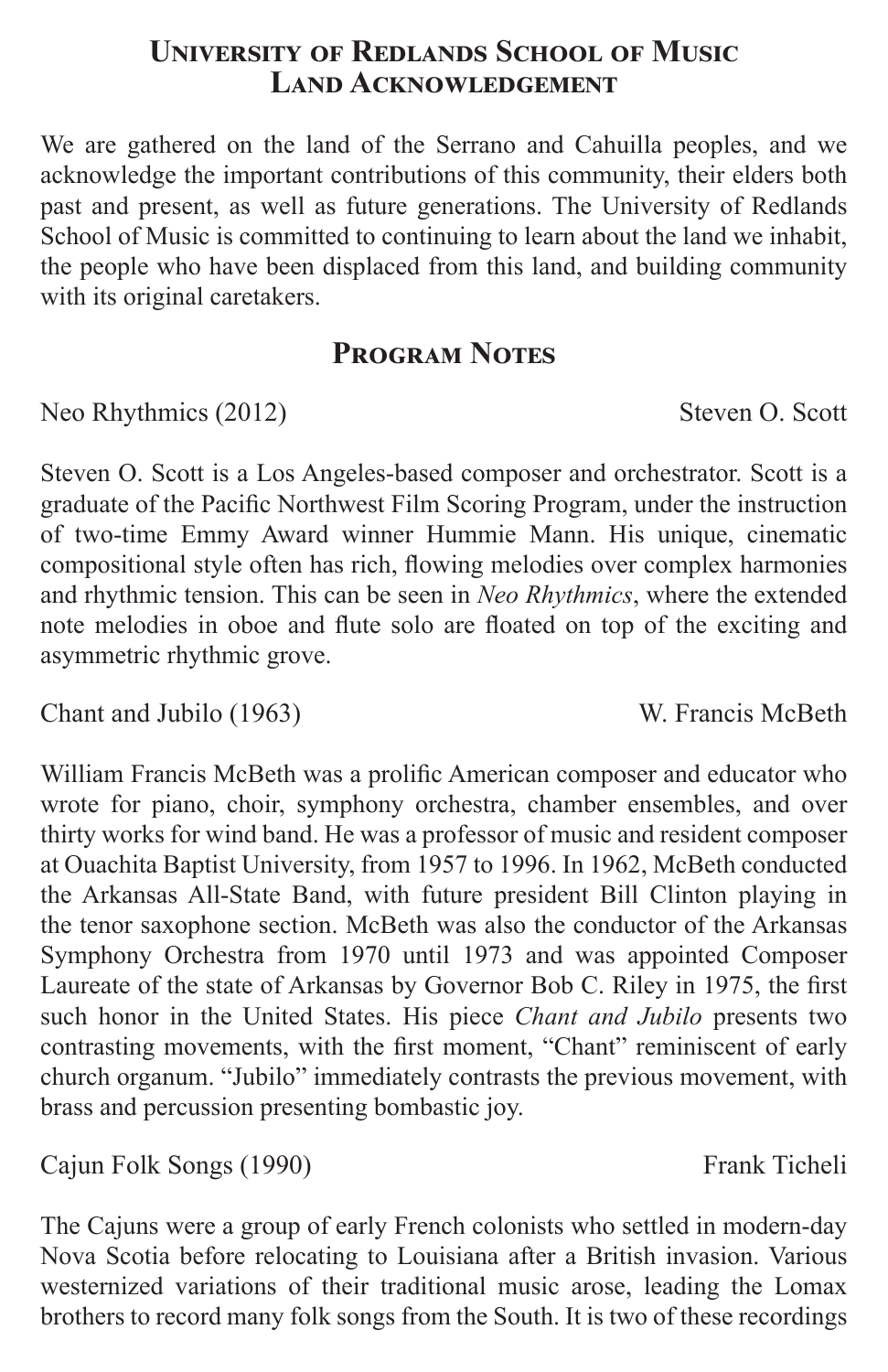## University of Redlands School of Music Land Acknowledgement

We are gathered on the land of the Serrano and Cahuilla peoples, and we acknowledge the important contributions of this community, their elders both past and present, as well as future generations. The University of Redlands School of Music is committed to continuing to learn about the land we inhabit, the people who have been displaced from this land, and building community with its original caretakers.

## Program Notes

Neo Rhythmics (2012) — Steven O. Scott

Steven O. Scott is a Los Angeles-based composer and orchestrator. Scott is a graduate of the Pacific Northwest Film Scoring Program, under the instruction of two-time Emmy Award winner Hummie Mann. His unique, cinematic compositional style often has rich, flowing melodies over complex harmonies and rhythmic tension. This can be seen in *Neo Rhythmics*, where the extended note melodies in oboe and flute solo are floated on top of the exciting and asymmetric rhythmic grove.

Chant and Jubilo (1963) — W. Francis McBeth

William Francis McBeth was a prolific American composer and educator who wrote for piano, choir, symphony orchestra, chamber ensembles, and over thirty works for wind band. He was a professor of music and resident composer at Ouachita Baptist University, from 1957 to 1996. In 1962, McBeth conducted the Arkansas All-State Band, with future president Bill Clinton playing in the tenor saxophone section. McBeth was also the conductor of the Arkansas Symphony Orchestra from 1970 until 1973 and was appointed Composer Laureate of the state of Arkansas by Governor Bob C. Riley in 1975, the first such honor in the United States. His piece *Chant and Jubilo* presents two contrasting movements, with the first moment, "Chant" reminiscent of early church organum. "Jubilo" immediately contrasts the previous movement, with brass and percussion presenting bombastic joy.

Cajun Folk Songs (1990) — Frank Ticheli

The Cajuns were a group of early French colonists who settled in modern-day Nova Scotia before relocating to Louisiana after a British invasion. Various westernized variations of their traditional music arose, leading the Lomax brothers to record many folk songs from the South. It is two of these recordings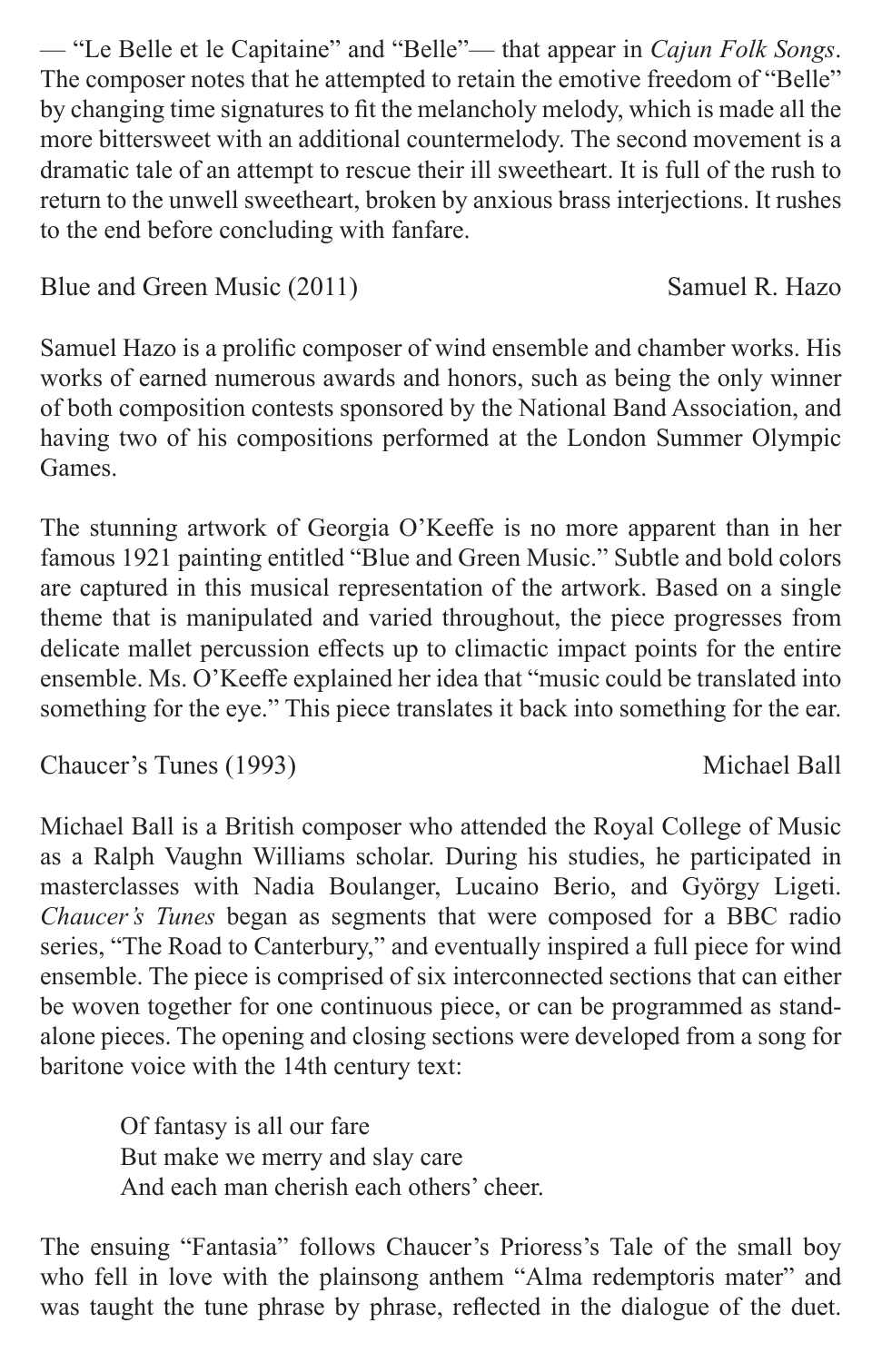— “Le Belle et le Capitaine” and “Belle”— that appear in *Cajun Folk Songs*. The composer notes that he attempted to retain the emotive freedom of “Belle” by changing time signatures to fit the melancholy melody, which is made all the more bittersweet with an additional countermelody. The second movement is a dramatic tale of an attempt to rescue their ill sweetheart. It is full of the rush to return to the unwell sweetheart, broken by anxious brass interjections. It rushes to the end before concluding with fanfare.

Blue and Green Music (2011) Samuel R. Hazo

Samuel Hazo is a prolific composer of wind ensemble and chamber works. His works of earned numerous awards and honors, such as being the only winner of both composition contests sponsored by the National Band Association, and having two of his compositions performed at the London Summer Olympic Games.

The stunning artwork of Georgia O’Keeffe is no more apparent than in her famous 1921 painting entitled “Blue and Green Music.” Subtle and bold colors are captured in this musical representation of the artwork. Based on a single theme that is manipulated and varied throughout, the piece progresses from delicate mallet percussion effects up to climactic impact points for the entire ensemble. Ms. O’Keeffe explained her idea that “music could be translated into something for the eye.” This piece translates it back into something for the ear.

Chaucer’s Tunes (1993) Michael Ball

Michael Ball is a British composer who attended the Royal College of Music as a Ralph Vaughn Williams scholar. During his studies, he participated in masterclasses with Nadia Boulanger, Lucaino Berio, and György Ligeti. *Chaucer’s Tunes* began as segments that were composed for a BBC radio series, “The Road to Canterbury,” and eventually inspired a full piece for wind ensemble. The piece is comprised of six interconnected sections that can either be woven together for one continuous piece, or can be programmed as stand-alone pieces. The opening and closing sections were developed from a song for baritone voice with the 14th century text:

> Of fantasy is all our fare
> But make we merry and slay care
> And each man cherish each others’ cheer.

The ensuing “Fantasia” follows Chaucer’s Prioress’s Tale of the small boy who fell in love with the plainsong anthem “Alma redemptoris mater” and was taught the tune phrase by phrase, reflected in the dialogue of the duet.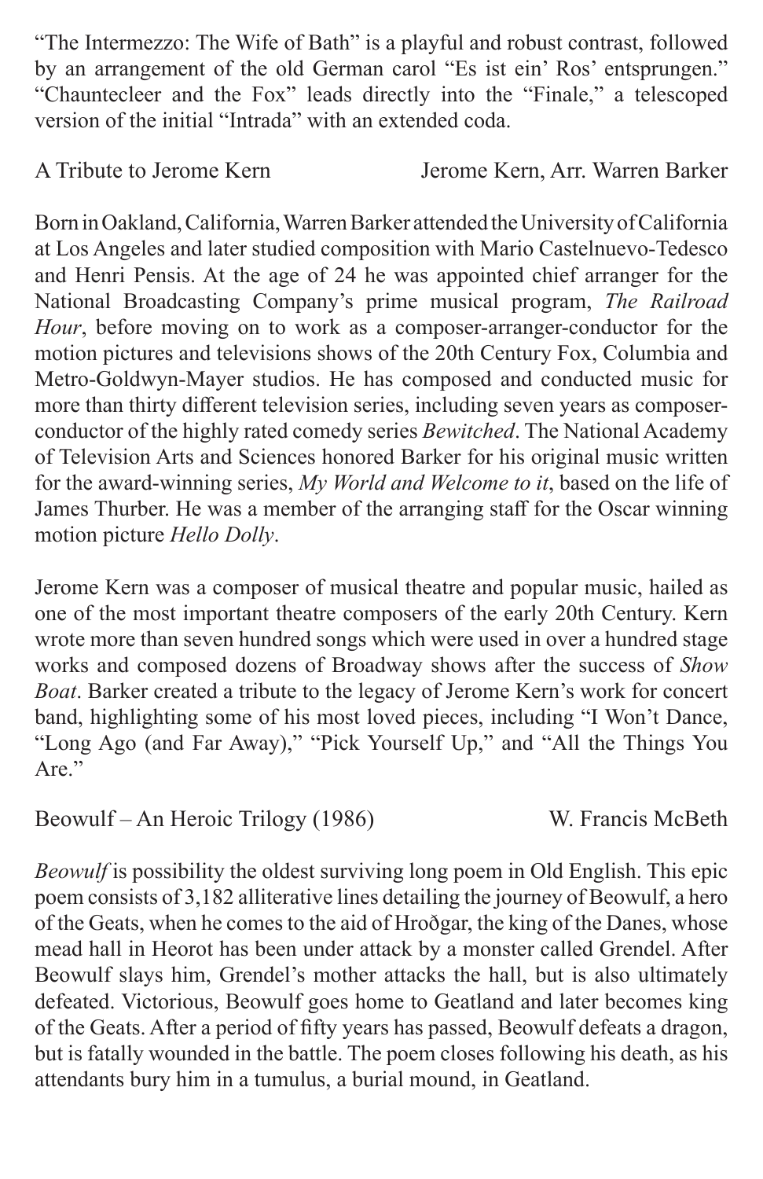"The Intermezzo: The Wife of Bath" is a playful and robust contrast, followed by an arrangement of the old German carol "Es ist ein' Ros' entsprungen." "Chauntecleer and the Fox" leads directly into the "Finale," a telescoped version of the initial "Intrada" with an extended coda.

A Tribute to Jerome Kern — Jerome Kern, Arr. Warren Barker

Born in Oakland, California, Warren Barker attended the University of California at Los Angeles and later studied composition with Mario Castelnuevo-Tedesco and Henri Pensis. At the age of 24 he was appointed chief arranger for the National Broadcasting Company's prime musical program, *The Railroad Hour*, before moving on to work as a composer-arranger-conductor for the motion pictures and televisions shows of the 20th Century Fox, Columbia and Metro-Goldwyn-Mayer studios. He has composed and conducted music for more than thirty different television series, including seven years as composer-conductor of the highly rated comedy series *Bewitched*. The National Academy of Television Arts and Sciences honored Barker for his original music written for the award-winning series, *My World and Welcome to it*, based on the life of James Thurber. He was a member of the arranging staff for the Oscar winning motion picture *Hello Dolly*.

Jerome Kern was a composer of musical theatre and popular music, hailed as one of the most important theatre composers of the early 20th Century. Kern wrote more than seven hundred songs which were used in over a hundred stage works and composed dozens of Broadway shows after the success of *Show Boat*. Barker created a tribute to the legacy of Jerome Kern's work for concert band, highlighting some of his most loved pieces, including "I Won't Dance, "Long Ago (and Far Away)," "Pick Yourself Up," and "All the Things You Are."

Beowulf – An Heroic Trilogy (1986) — W. Francis McBeth

*Beowulf* is possibility the oldest surviving long poem in Old English. This epic poem consists of 3,182 alliterative lines detailing the journey of Beowulf, a hero of the Geats, when he comes to the aid of Hroðgar, the king of the Danes, whose mead hall in Heorot has been under attack by a monster called Grendel. After Beowulf slays him, Grendel's mother attacks the hall, but is also ultimately defeated. Victorious, Beowulf goes home to Geatland and later becomes king of the Geats. After a period of fifty years has passed, Beowulf defeats a dragon, but is fatally wounded in the battle. The poem closes following his death, as his attendants bury him in a tumulus, a burial mound, in Geatland.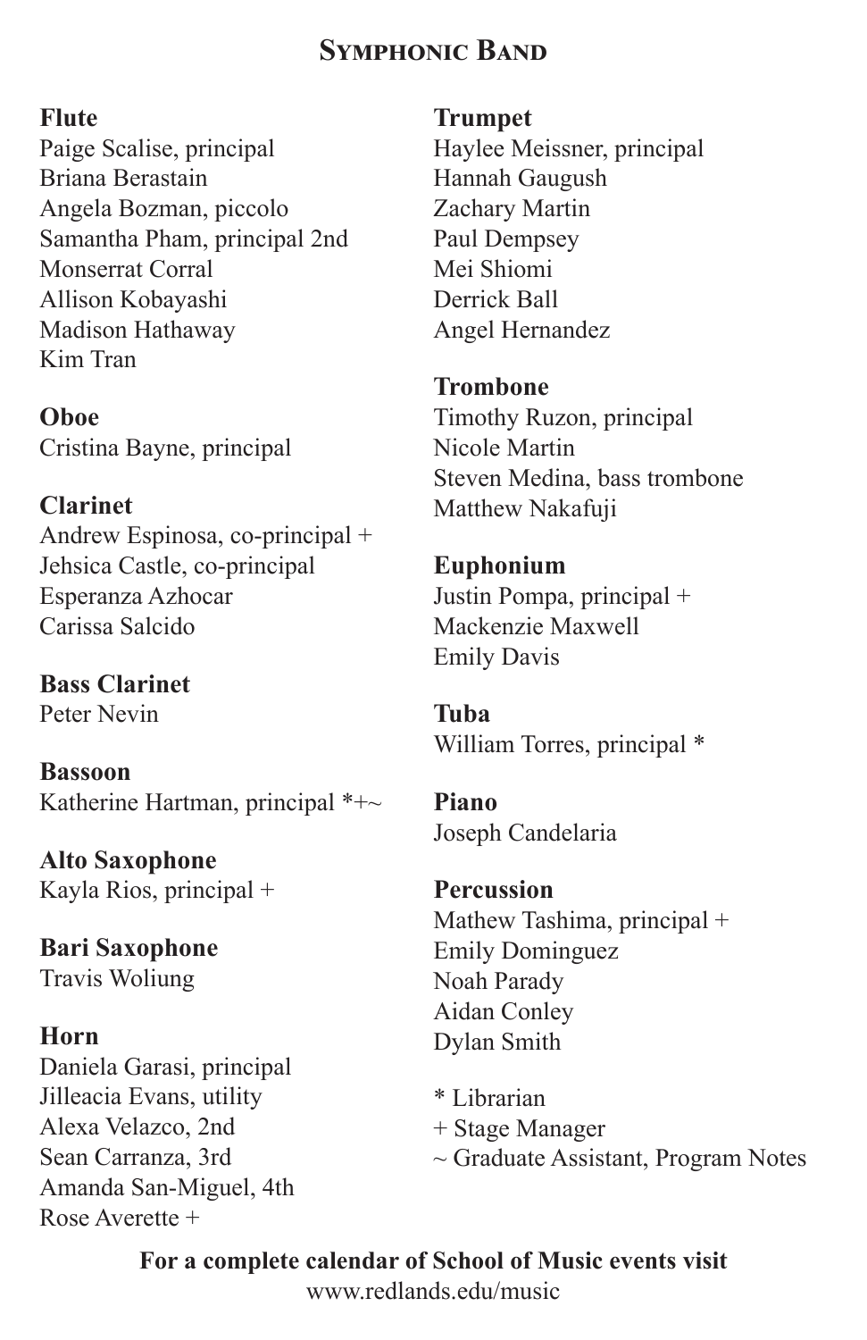## Symphonic Band

**Flute**
Paige Scalise, principal
Briana Berastain
Angela Bozman, piccolo
Samantha Pham, principal 2nd
Monserrat Corral
Allison Kobayashi
Madison Hathaway
Kim Tran

**Oboe**
Cristina Bayne, principal

**Clarinet**
Andrew Espinosa, co-principal +
Jehsica Castle, co-principal
Esperanza Azhocar
Carissa Salcido

**Bass Clarinet**
Peter Nevin

**Bassoon**
Katherine Hartman, principal *+~

**Alto Saxophone**
Kayla Rios, principal +

**Bari Saxophone**
Travis Woliung

**Horn**
Daniela Garasi, principal
Jilleacia Evans, utility
Alexa Velazco, 2nd
Sean Carranza, 3rd
Amanda San-Miguel, 4th
Rose Averette +

**Trumpet**
Haylee Meissner, principal
Hannah Gaugush
Zachary Martin
Paul Dempsey
Mei Shiomi
Derrick Ball
Angel Hernandez

**Trombone**
Timothy Ruzon, principal
Nicole Martin
Steven Medina, bass trombone
Matthew Nakafuji

**Euphonium**
Justin Pompa, principal +
Mackenzie Maxwell
Emily Davis

**Tuba**
William Torres, principal *

**Piano**
Joseph Candelaria

**Percussion**
Mathew Tashima, principal +
Emily Dominguez
Noah Parady
Aidan Conley
Dylan Smith

\* Librarian
\+ Stage Manager
~ Graduate Assistant, Program Notes

**For a complete calendar of School of Music events visit**
www.redlands.edu/music